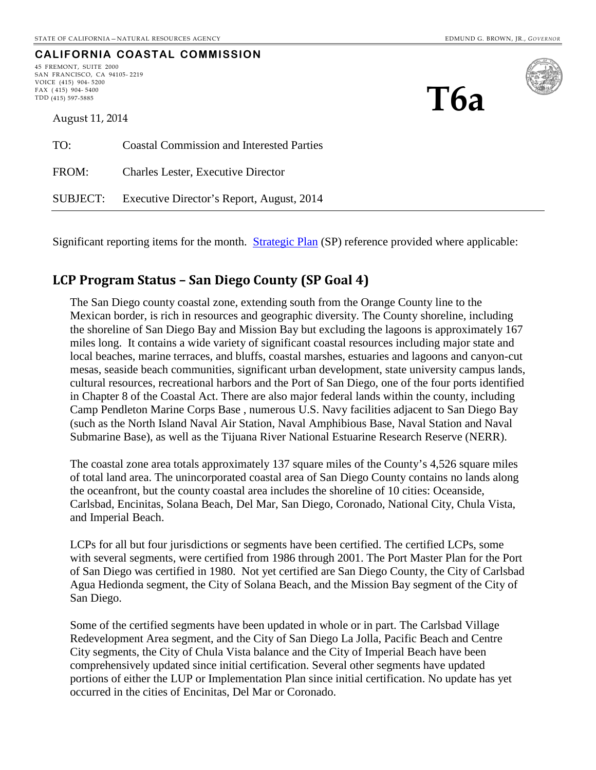STATE OF CALIFORNIA – NATURAL RESOURCES AGENCY

EDMUND G. BROWN, JR., *GOVERNOR*

**CALIFORNIA COASTAL COMMISSION**

45 FREMONT, SUITE 2000
SAN FRANCISCO, CA 94105- 2219
VOICE (415) 904- 5200
FAX ( 415) 904- 5400
TDD (415) 597-5885

# T6a

August 11, 2014

TO: Coastal Commission and Interested Parties

FROM: Charles Lester, Executive Director

SUBJECT: Executive Director's Report, August, 2014

---

Significant reporting items for the month. Strategic Plan (SP) reference provided where applicable:

## LCP Program Status – San Diego County (SP Goal 4)

The San Diego county coastal zone, extending south from the Orange County line to the Mexican border, is rich in resources and geographic diversity. The County shoreline, including the shoreline of San Diego Bay and Mission Bay but excluding the lagoons is approximately 167 miles long. It contains a wide variety of significant coastal resources including major state and local beaches, marine terraces, and bluffs, coastal marshes, estuaries and lagoons and canyon-cut mesas, seaside beach communities, significant urban development, state university campus lands, cultural resources, recreational harbors and the Port of San Diego, one of the four ports identified in Chapter 8 of the Coastal Act. There are also major federal lands within the county, including Camp Pendleton Marine Corps Base , numerous U.S. Navy facilities adjacent to San Diego Bay (such as the North Island Naval Air Station, Naval Amphibious Base, Naval Station and Naval Submarine Base), as well as the Tijuana River National Estuarine Research Reserve (NERR).

The coastal zone area totals approximately 137 square miles of the County's 4,526 square miles of total land area. The unincorporated coastal area of San Diego County contains no lands along the oceanfront, but the county coastal area includes the shoreline of 10 cities: Oceanside, Carlsbad, Encinitas, Solana Beach, Del Mar, San Diego, Coronado, National City, Chula Vista, and Imperial Beach.

LCPs for all but four jurisdictions or segments have been certified. The certified LCPs, some with several segments, were certified from 1986 through 2001. The Port Master Plan for the Port of San Diego was certified in 1980. Not yet certified are San Diego County, the City of Carlsbad Agua Hedionda segment, the City of Solana Beach, and the Mission Bay segment of the City of San Diego.

Some of the certified segments have been updated in whole or in part. The Carlsbad Village Redevelopment Area segment, and the City of San Diego La Jolla, Pacific Beach and Centre City segments, the City of Chula Vista balance and the City of Imperial Beach have been comprehensively updated since initial certification. Several other segments have updated portions of either the LUP or Implementation Plan since initial certification. No update has yet occurred in the cities of Encinitas, Del Mar or Coronado.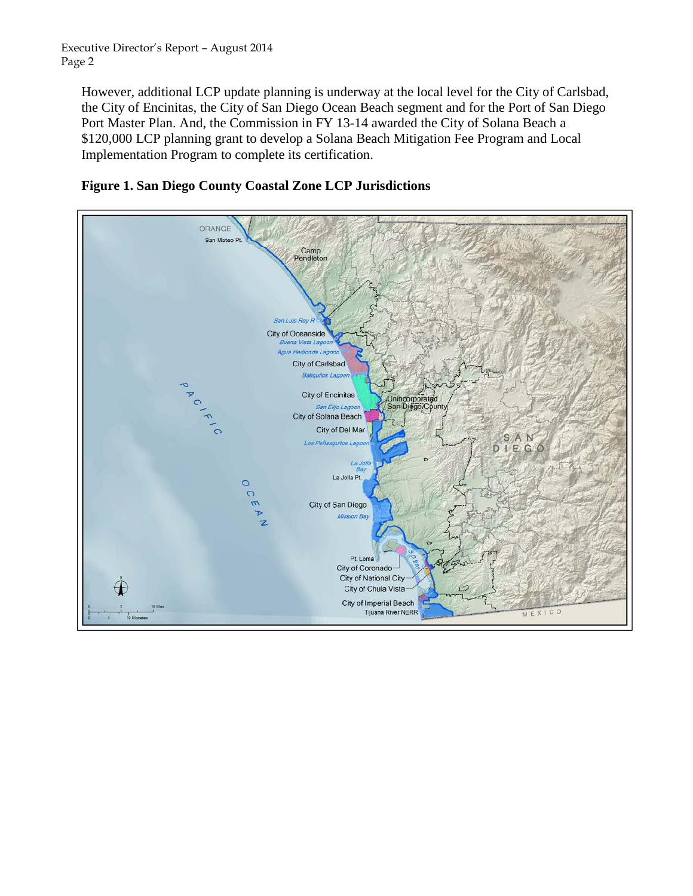However, additional LCP update planning is underway at the local level for the City of Carlsbad, the City of Encinitas, the City of San Diego Ocean Beach segment and for the Port of San Diego Port Master Plan. And, the Commission in FY 13-14 awarded the City of Solana Beach a $120,000 LCP planning grant to develop a Solana Beach Mitigation Fee Program and Local Implementation Program to complete its certification.

**Figure 1. San Diego County Coastal Zone LCP Jurisdictions**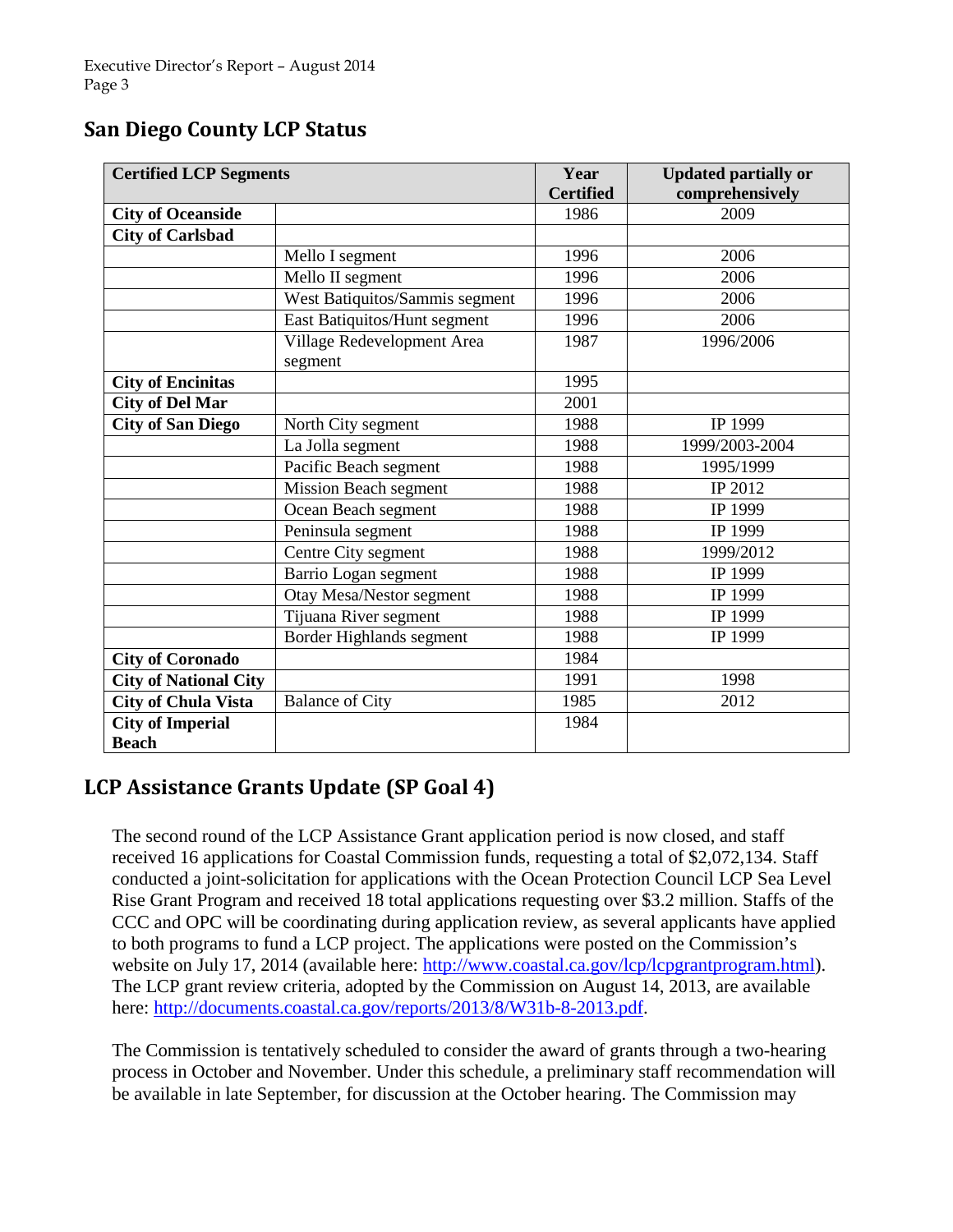## San Diego County LCP Status

| Certified LCP Segments | | Year Certified | Updated partially or comprehensively |
|---|---|---|---|
| **City of Oceanside** | | 1986 | 2009 |
| **City of Carlsbad** | | | |
| | Mello I segment | 1996 | 2006 |
| | Mello II segment | 1996 | 2006 |
| | West Batiquitos/Sammis segment | 1996 | 2006 |
| | East Batiquitos/Hunt segment | 1996 | 2006 |
| | Village Redevelopment Area segment | 1987 | 1996/2006 |
| **City of Encinitas** | | 1995 | |
| **City of Del Mar** | | 2001 | |
| **City of San Diego** | North City segment | 1988 | IP 1999 |
| | La Jolla segment | 1988 | 1999/2003-2004 |
| | Pacific Beach segment | 1988 | 1995/1999 |
| | Mission Beach segment | 1988 | IP 2012 |
| | Ocean Beach segment | 1988 | IP 1999 |
| | Peninsula segment | 1988 | IP 1999 |
| | Centre City segment | 1988 | 1999/2012 |
| | Barrio Logan segment | 1988 | IP 1999 |
| | Otay Mesa/Nestor segment | 1988 | IP 1999 |
| | Tijuana River segment | 1988 | IP 1999 |
| | Border Highlands segment | 1988 | IP 1999 |
| **City of Coronado** | | 1984 | |
| **City of National City** | | 1991 | 1998 |
| **City of Chula Vista** | Balance of City | 1985 | 2012 |
| **City of Imperial Beach** | | 1984 | |

## LCP Assistance Grants Update (SP Goal 4)

The second round of the LCP Assistance Grant application period is now closed, and staff received 16 applications for Coastal Commission funds, requesting a total of $2,072,134. Staff conducted a joint-solicitation for applications with the Ocean Protection Council LCP Sea Level Rise Grant Program and received 18 total applications requesting over $3.2 million. Staffs of the CCC and OPC will be coordinating during application review, as several applicants have applied to both programs to fund a LCP project. The applications were posted on the Commission's website on July 17, 2014 (available here: http://www.coastal.ca.gov/lcp/lcpgrantprogram.html). The LCP grant review criteria, adopted by the Commission on August 14, 2013, are available here: http://documents.coastal.ca.gov/reports/2013/8/W31b-8-2013.pdf.

The Commission is tentatively scheduled to consider the award of grants through a two-hearing process in October and November. Under this schedule, a preliminary staff recommendation will be available in late September, for discussion at the October hearing. The Commission may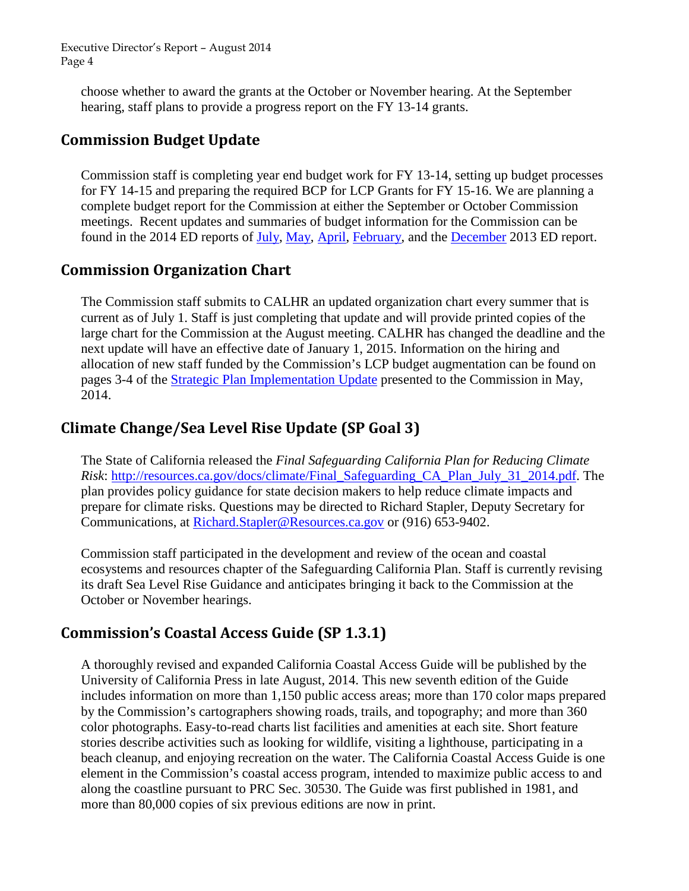choose whether to award the grants at the October or November hearing. At the September hearing, staff plans to provide a progress report on the FY 13-14 grants.

## Commission Budget Update

Commission staff is completing year end budget work for FY 13-14, setting up budget processes for FY 14-15 and preparing the required BCP for LCP Grants for FY 15-16. We are planning a complete budget report for the Commission at either the September or October Commission meetings. Recent updates and summaries of budget information for the Commission can be found in the 2014 ED reports of July, May, April, February, and the December 2013 ED report.

## Commission Organization Chart

The Commission staff submits to CALHR an updated organization chart every summer that is current as of July 1. Staff is just completing that update and will provide printed copies of the large chart for the Commission at the August meeting. CALHR has changed the deadline and the next update will have an effective date of January 1, 2015. Information on the hiring and allocation of new staff funded by the Commission's LCP budget augmentation can be found on pages 3-4 of the Strategic Plan Implementation Update presented to the Commission in May, 2014.

## Climate Change/Sea Level Rise Update (SP Goal 3)

The State of California released the *Final Safeguarding California Plan for Reducing Climate Risk*: http://resources.ca.gov/docs/climate/Final_Safeguarding_CA_Plan_July_31_2014.pdf. The plan provides policy guidance for state decision makers to help reduce climate impacts and prepare for climate risks. Questions may be directed to Richard Stapler, Deputy Secretary for Communications, at Richard.Stapler@Resources.ca.gov or (916) 653-9402.

Commission staff participated in the development and review of the ocean and coastal ecosystems and resources chapter of the Safeguarding California Plan. Staff is currently revising its draft Sea Level Rise Guidance and anticipates bringing it back to the Commission at the October or November hearings.

## Commission's Coastal Access Guide (SP 1.3.1)

A thoroughly revised and expanded California Coastal Access Guide will be published by the University of California Press in late August, 2014. This new seventh edition of the Guide includes information on more than 1,150 public access areas; more than 170 color maps prepared by the Commission's cartographers showing roads, trails, and topography; and more than 360 color photographs. Easy-to-read charts list facilities and amenities at each site. Short feature stories describe activities such as looking for wildlife, visiting a lighthouse, participating in a beach cleanup, and enjoying recreation on the water. The California Coastal Access Guide is one element in the Commission's coastal access program, intended to maximize public access to and along the coastline pursuant to PRC Sec. 30530. The Guide was first published in 1981, and more than 80,000 copies of six previous editions are now in print.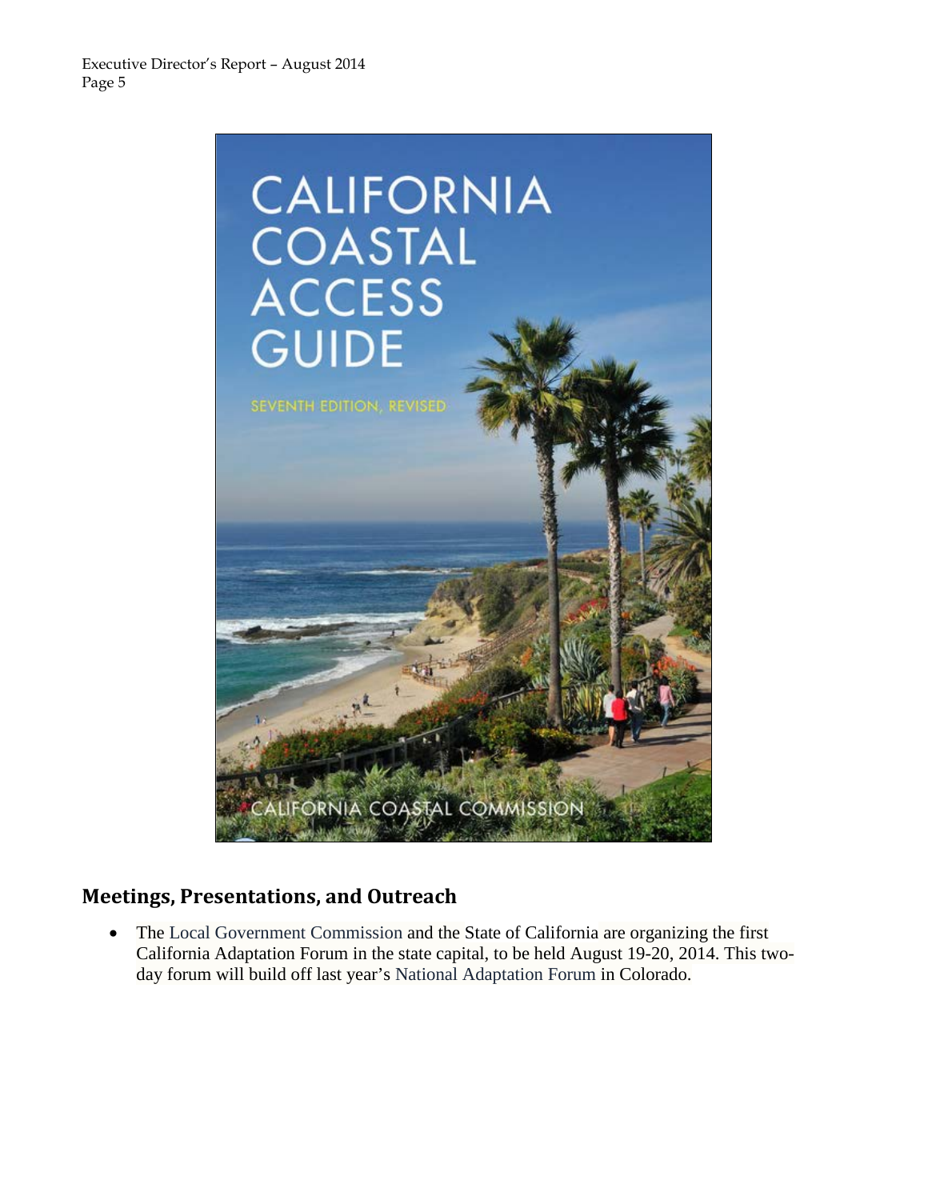## Meetings, Presentations, and Outreach

- The Local Government Commission and the State of California are organizing the first California Adaptation Forum in the state capital, to be held August 19-20, 2014. This two-day forum will build off last year's National Adaptation Forum in Colorado.